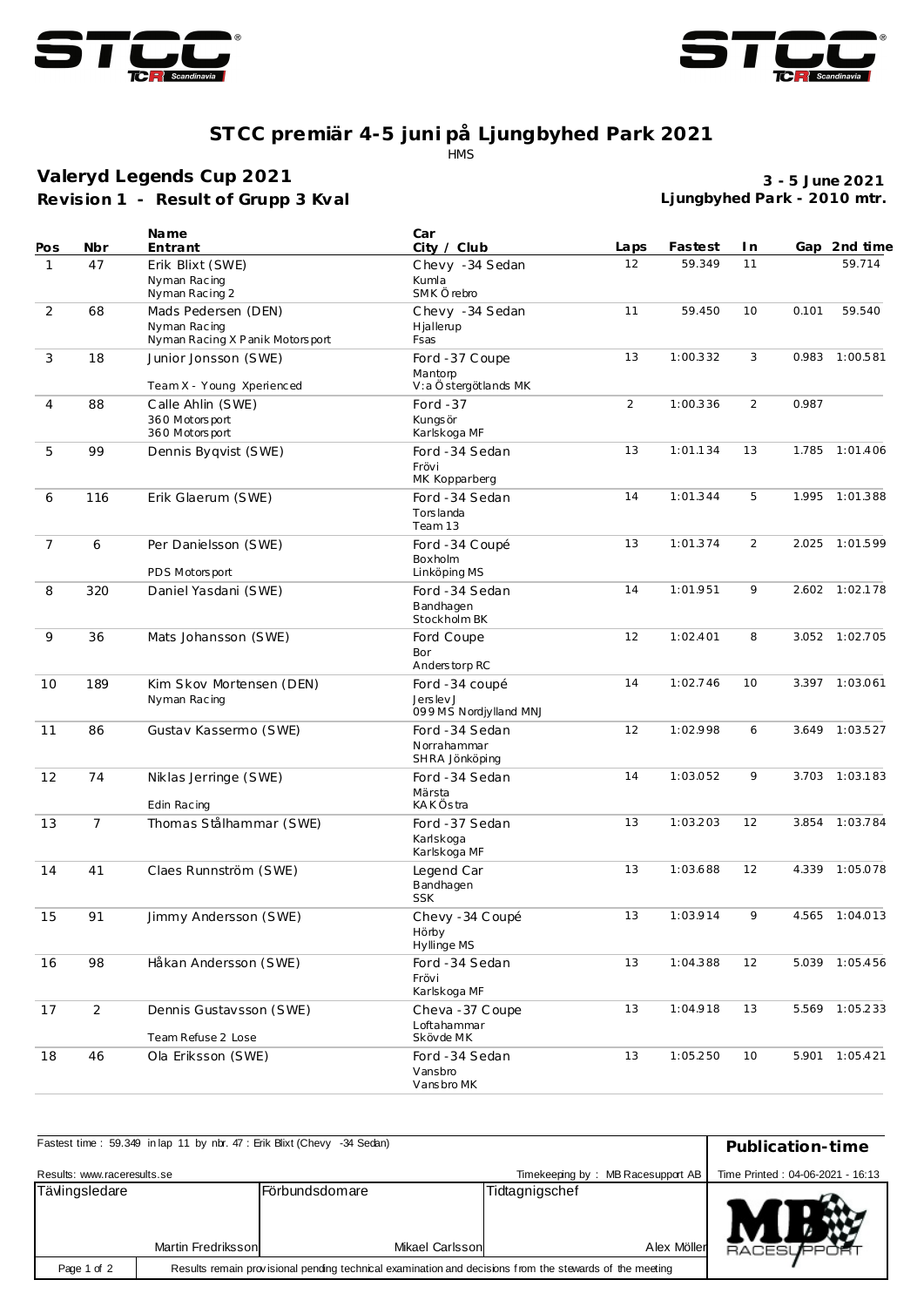# STCC premiär 4-5 juni på Ljungbyhed Park 2021

HMS

## Valeryd Legends Cup 2021

**Revision 1 - Result of Grupp 3 Kval**

**3 - 5 June 2021**
**Ljungbyhed Park - 2010 mtr.**

| Pos | Nbr | Name / Entrant | Car / City / Club | Laps | Fastest | In | Gap | 2nd time |
|---|---|---|---|---|---|---|---|---|
| 1 | 47 | Erik Blixt (SWE)<br>Nyman Racing<br>Nyman Racing 2 | Chevy -34 Sedan<br>Kumla<br>SMK Örebro | 12 | 59.349 | 11 | | 59.714 |
| 2 | 68 | Mads Pedersen (DEN)<br>Nyman Racing<br>Nyman Racing X Panik Motorsport | Chevy -34 Sedan<br>Hjallerup<br>Fsas | 11 | 59.450 | 10 | 0.101 | 59.540 |
| 3 | 18 | Junior Jonsson (SWE)<br><br>Team X - Young Xperienced | Ford -37 Coupe<br>Mantorp<br>V:a Östergötlands MK | 13 | 1:00.332 | 3 | 0.983 | 1:00.581 |
| 4 | 88 | Calle Ahlin (SWE)<br>360 Motorsport<br>360 Motorsport | Ford -37<br>Kungsör<br>Karlskoga MF | 2 | 1:00.336 | 2 | 0.987 | |
| 5 | 99 | Dennis Byqvist (SWE) | Ford -34 Sedan<br>Frövi<br>MK Kopparberg | 13 | 1:01.134 | 13 | 1.785 | 1:01.406 |
| 6 | 116 | Erik Glaerum (SWE) | Ford -34 Sedan<br>Torslanda<br>Team 13 | 14 | 1:01.344 | 5 | 1.995 | 1:01.388 |
| 7 | 6 | Per Danielsson (SWE)<br><br>PDS Motorsport | Ford -34 Coupé<br>Boxholm<br>Linköping MS | 13 | 1:01.374 | 2 | 2.025 | 1:01.599 |
| 8 | 320 | Daniel Yasdani (SWE) | Ford -34 Sedan<br>Bandhagen<br>Stockholm BK | 14 | 1:01.951 | 9 | 2.602 | 1:02.178 |
| 9 | 36 | Mats Johansson (SWE) | Ford Coupe<br>Bor<br>Anderstorp RC | 12 | 1:02.401 | 8 | 3.052 | 1:02.705 |
| 10 | 189 | Kim Skov Mortensen (DEN)<br>Nyman Racing | Ford -34 coupé<br>Jerslev J<br>099 MS Nordjylland MNJ | 14 | 1:02.746 | 10 | 3.397 | 1:03.061 |
| 11 | 86 | Gustav Kassermo (SWE) | Ford -34 Sedan<br>Norrahammar<br>SHRA Jönköping | 12 | 1:02.998 | 6 | 3.649 | 1:03.527 |
| 12 | 74 | Niklas Jerringe (SWE)<br><br>Edin Racing | Ford -34 Sedan<br>Märsta<br>KAK Östra | 14 | 1:03.052 | 9 | 3.703 | 1:03.183 |
| 13 | 7 | Thomas Stålhammar (SWE) | Ford -37 Sedan<br>Karlskoga<br>Karlskoga MF | 13 | 1:03.203 | 12 | 3.854 | 1:03.784 |
| 14 | 41 | Claes Runnström (SWE) | Legend Car<br>Bandhagen<br>SSK | 13 | 1:03.688 | 12 | 4.339 | 1:05.078 |
| 15 | 91 | Jimmy Andersson (SWE) | Chevy -34 Coupé<br>Hörby<br>Hyllinge MS | 13 | 1:03.914 | 9 | 4.565 | 1:04.013 |
| 16 | 98 | Håkan Andersson (SWE) | Ford -34 Sedan<br>Frövi<br>Karlskoga MF | 13 | 1:04.388 | 12 | 5.039 | 1:05.456 |
| 17 | 2 | Dennis Gustavsson (SWE)<br><br>Team Refuse 2 Lose | Cheva -37 Coupe<br>Loftahammar<br>Skövde MK | 13 | 1:04.918 | 13 | 5.569 | 1:05.233 |
| 18 | 46 | Ola Eriksson (SWE) | Ford -34 Sedan<br>Vansbro<br>Vansbro MK | 13 | 1:05.250 | 10 | 5.901 | 1:05.421 |

Fastest time : 59.349 in lap 11 by nbr. 47 : Erik Blixt (Chevy -34 Sedan)

**Publication-time**

Results: www.raceresults.se

Timekeeping by : MB Racesupport AB

Time Printed : 04-06-2021 - 16:13

| Tävlingsledare | Förbundsdomare | Tidtagnigschef |
|---|---|---|
| Martin Fredriksson | Mikael Carlsson | Alex Möller |

Results remain provisional pending technical examination and decisions from the stewards of the meeting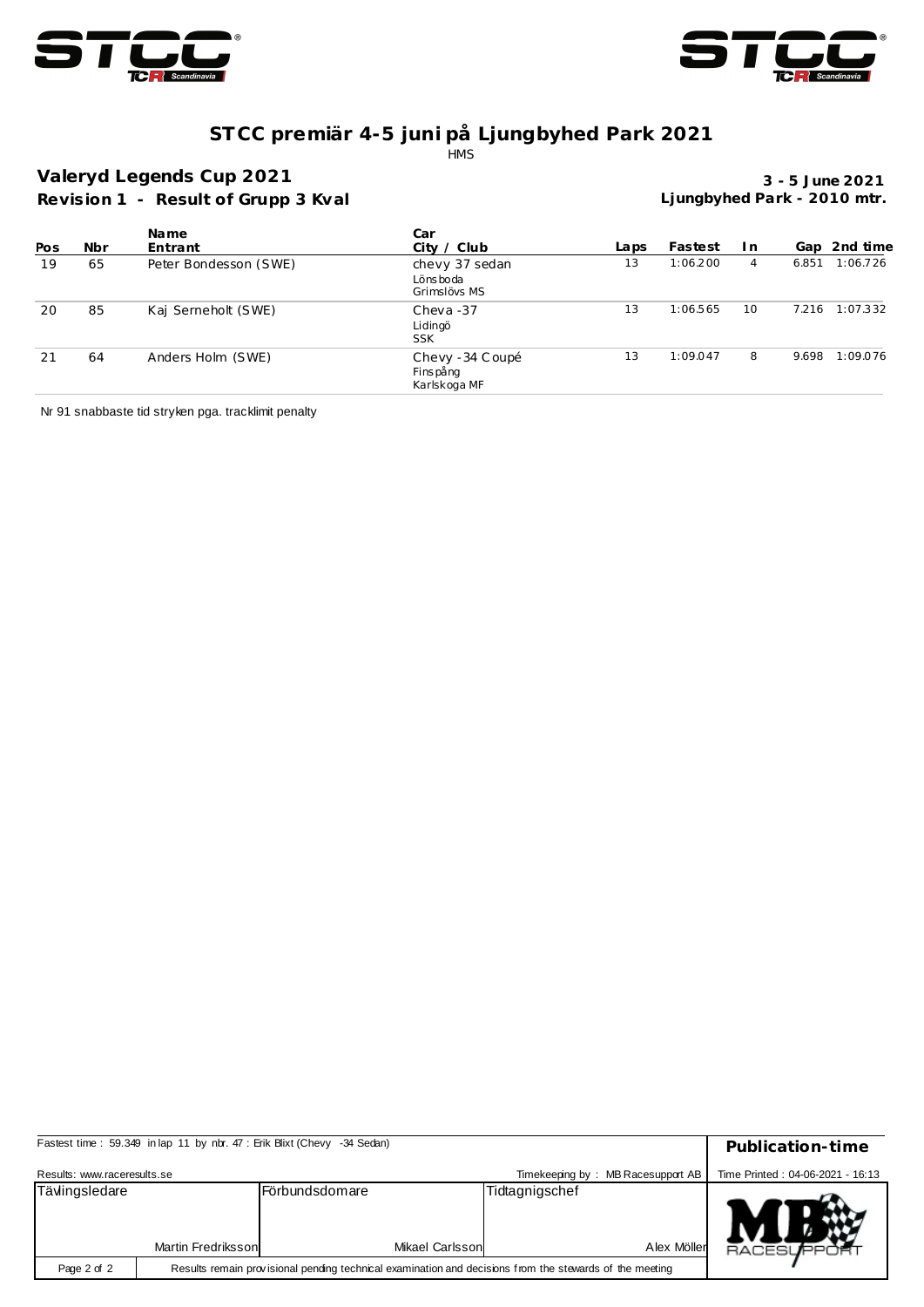# STCC premiär 4-5 juni på Ljungbyhed Park 2021

HMS

## Valeryd Legends Cup 2021

**Revision 1 - Result of Grupp 3 Kval**

**3 - 5 June 2021**
**Ljungbyhed Park - 2010 mtr.**

| Pos | Nbr | Name<br>Entrant | Car<br>City / Club | Laps | Fastest | In | Gap | 2nd time |
|---|---|---|---|---|---|---|---|---|
| 19 | 65 | Peter Bondesson (SWE) | chevy 37 sedan<br>Lönsboda<br>Grimslövs MS | 13 | 1:06.200 | 4 | 6.851 | 1:06.726 |
| 20 | 85 | Kaj Serneholt (SWE) | Cheva -37<br>Lidingö<br>SSK | 13 | 1:06.565 | 10 | 7.216 | 1:07.332 |
| 21 | 64 | Anders Holm (SWE) | Chevy -34 Coupé<br>Finspång<br>Karlskoga MF | 13 | 1:09.047 | 8 | 9.698 | 1:09.076 |

Nr 91 snabbaste tid stryken pga. tracklimit penalty

Fastest time : 59.349 in lap 11 by nbr. 47 : Erik Blixt (Chevy -34 Sedan)

**Publication-time**

Results: www.raceresults.se

Timekeeping by : MB Racesupport AB

Time Printed : 04-06-2021 - 16:13

| Tävlingsledare | Förbundsdomare | Tidtagnigschef |
|---|---|---|
| Martin Fredriksson | Mikael Carlsson | Alex Möller |

Results remain provisional pending technical examination and decisions from the stewards of the meeting